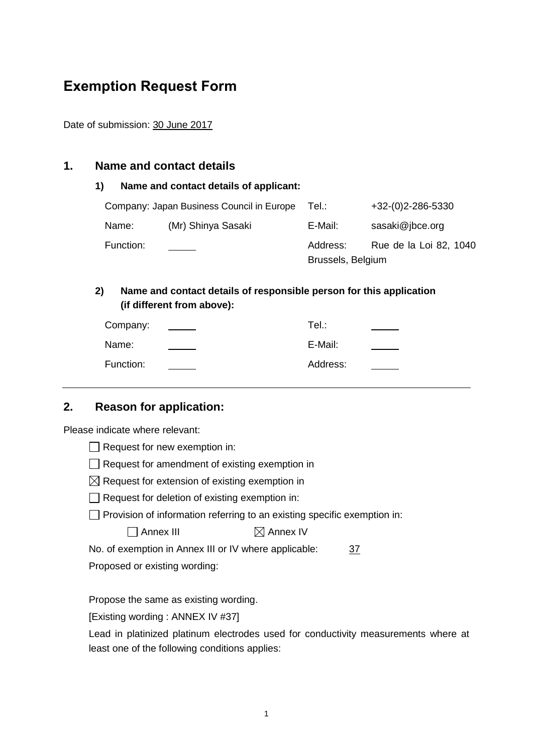# Exemption Request Form

Date of submission: 30 June 2017

## 1. Name and contact details

### 1) Name and contact details of applicant:

| | | | |
|---|---|---|---|
| Company: | Japan Business Council in Europe | Tel.: | +32-(0)2-286-5330 |
| Name: | (Mr) Shinya Sasaki | E-Mail: | sasaki@jbce.org |
| Function: | | Address: | Rue de la Loi 82, 1040 Brussels, Belgium |

### 2) Name and contact details of responsible person for this application (if different from above):

| | | | |
|---|---|---|---|
| Company: | | Tel.: | |
| Name: | | E-Mail: | |
| Function: | | Address: | |

---

## 2. Reason for application:

Please indicate where relevant:

- ☐ Request for new exemption in:
- ☐ Request for amendment of existing exemption in
- ☒ Request for extension of existing exemption in
- ☐ Request for deletion of existing exemption in:
- ☐ Provision of information referring to an existing specific exemption in:

  ☐ Annex III ☒ Annex IV

No. of exemption in Annex III or IV where applicable: 37

Proposed or existing wording:

Propose the same as existing wording.

[Existing wording : ANNEX IV #37]

Lead in platinized platinum electrodes used for conductivity measurements where at least one of the following conditions applies: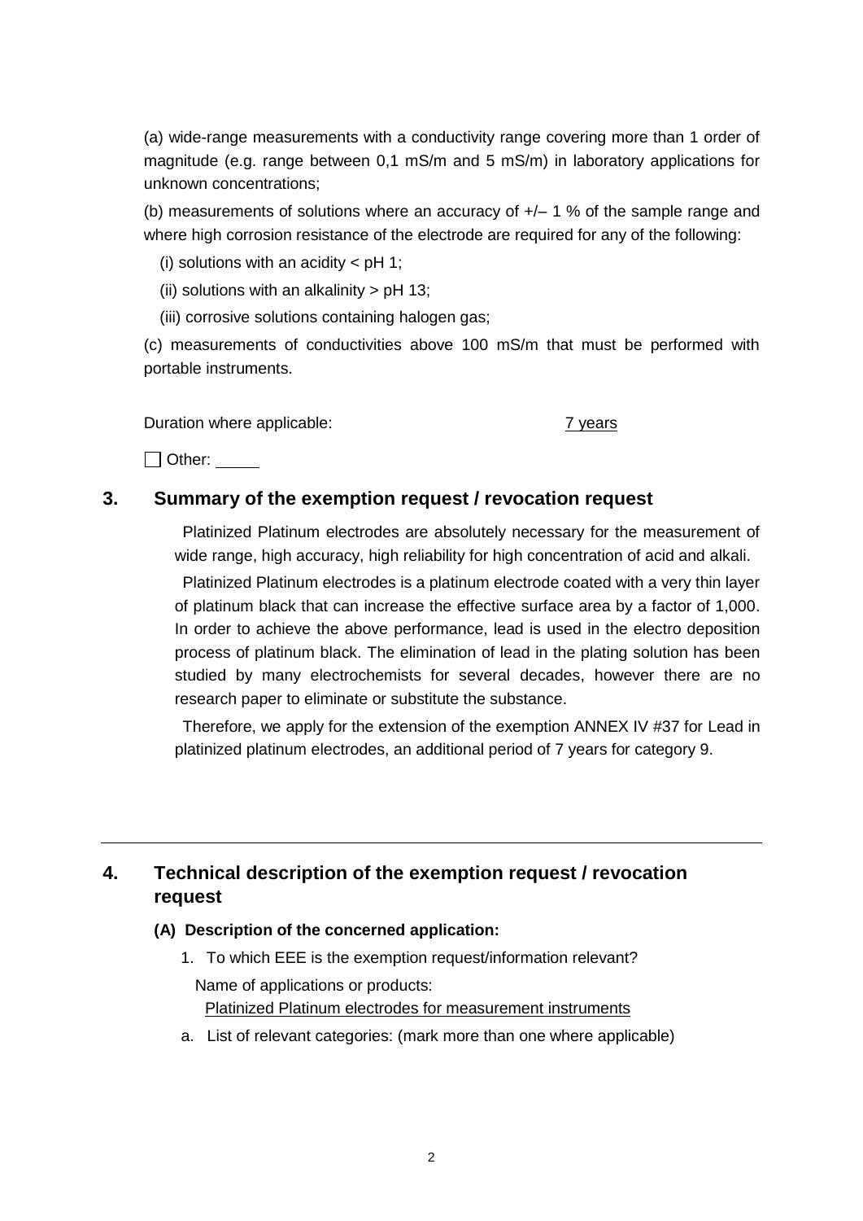(a) wide-range measurements with a conductivity range covering more than 1 order of magnitude (e.g. range between 0,1 mS/m and 5 mS/m) in laboratory applications for unknown concentrations;

(b) measurements of solutions where an accuracy of +/– 1 % of the sample range and where high corrosion resistance of the electrode are required for any of the following:

(i) solutions with an acidity < pH 1;

(ii) solutions with an alkalinity > pH 13;

(iii) corrosive solutions containing halogen gas;

(c) measurements of conductivities above 100 mS/m that must be performed with portable instruments.

Duration where applicable: 7 years

☐ Other: \_\_\_\_\_

## 3. Summary of the exemption request / revocation request

Platinized Platinum electrodes are absolutely necessary for the measurement of wide range, high accuracy, high reliability for high concentration of acid and alkali.

Platinized Platinum electrodes is a platinum electrode coated with a very thin layer of platinum black that can increase the effective surface area by a factor of 1,000. In order to achieve the above performance, lead is used in the electro deposition process of platinum black. The elimination of lead in the plating solution has been studied by many electrochemists for several decades, however there are no research paper to eliminate or substitute the substance.

Therefore, we apply for the extension of the exemption ANNEX IV #37 for Lead in platinized platinum electrodes, an additional period of 7 years for category 9.

---

## 4. Technical description of the exemption request / revocation request

### (A) Description of the concerned application:

1. To which EEE is the exemption request/information relevant?

   Name of applications or products:
   Platinized Platinum electrodes for measurement instruments

a. List of relevant categories: (mark more than one where applicable)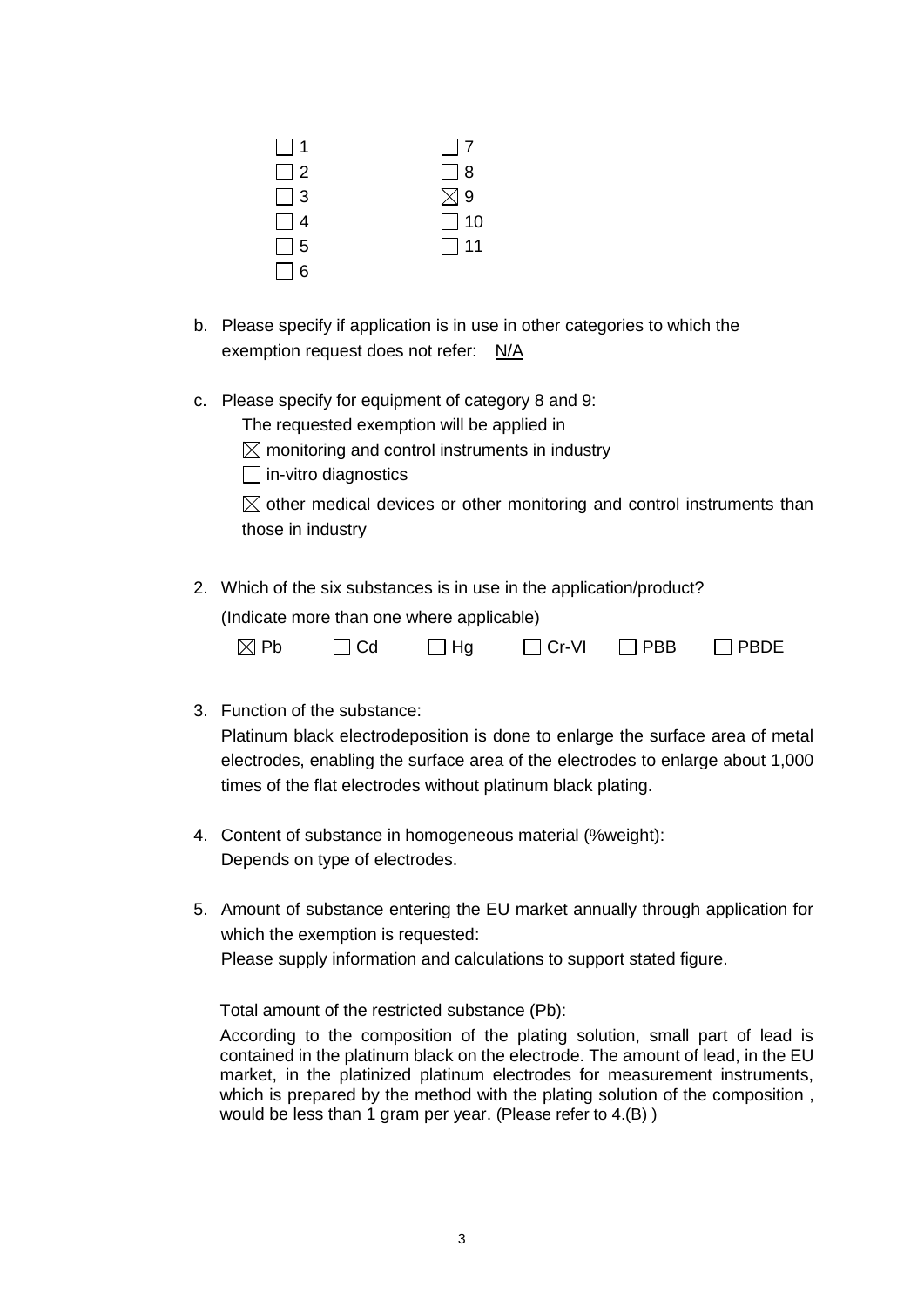☐ 1 ☐ 7
☐ 2 ☐ 8
☐ 3 ☒ 9
☐ 4 ☐ 10
☐ 5 ☐ 11
☐ 6

b. Please specify if application is in use in other categories to which the exemption request does not refer: N/A

c. Please specify for equipment of category 8 and 9:

   The requested exemption will be applied in

   ☒ monitoring and control instruments in industry

   ☐ in-vitro diagnostics

   ☒ other medical devices or other monitoring and control instruments than those in industry

2. Which of the six substances is in use in the application/product?

   (Indicate more than one where applicable)

   ☒ Pb ☐ Cd ☐ Hg ☐ Cr-VI ☐ PBB ☐ PBDE

3. Function of the substance:

   Platinum black electrodeposition is done to enlarge the surface area of metal electrodes, enabling the surface area of the electrodes to enlarge about 1,000 times of the flat electrodes without platinum black plating.

4. Content of substance in homogeneous material (%weight):

   Depends on type of electrodes.

5. Amount of substance entering the EU market annually through application for which the exemption is requested:

   Please supply information and calculations to support stated figure.

   Total amount of the restricted substance (Pb):

   According to the composition of the plating solution, small part of lead is contained in the platinum black on the electrode. The amount of lead, in the EU market, in the platinized platinum electrodes for measurement instruments, which is prepared by the method with the plating solution of the composition , would be less than 1 gram per year. (Please refer to 4.(B) )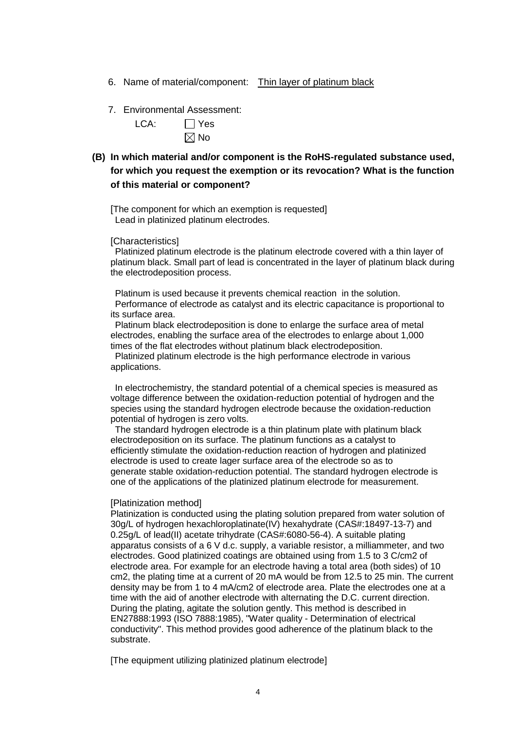6. Name of material/component: Thin layer of platinum black

7. Environmental Assessment:

   LCA: ☐ Yes
   ☒ No

**(B) In which material and/or component is the RoHS-regulated substance used, for which you request the exemption or its revocation? What is the function of this material or component?**

[The component for which an exemption is requested]
Lead in platinized platinum electrodes.

[Characteristics]
Platinized platinum electrode is the platinum electrode covered with a thin layer of platinum black. Small part of lead is concentrated in the layer of platinum black during the electrodeposition process.

Platinum is used because it prevents chemical reaction in the solution.
Performance of electrode as catalyst and its electric capacitance is proportional to its surface area.
Platinum black electrodeposition is done to enlarge the surface area of metal electrodes, enabling the surface area of the electrodes to enlarge about 1,000 times of the flat electrodes without platinum black electrodeposition.
Platinized platinum electrode is the high performance electrode in various applications.

In electrochemistry, the standard potential of a chemical species is measured as voltage difference between the oxidation-reduction potential of hydrogen and the species using the standard hydrogen electrode because the oxidation-reduction potential of hydrogen is zero volts.
The standard hydrogen electrode is a thin platinum plate with platinum black electrodeposition on its surface. The platinum functions as a catalyst to efficiently stimulate the oxidation-reduction reaction of hydrogen and platinized electrode is used to create lager surface area of the electrode so as to generate stable oxidation-reduction potential. The standard hydrogen electrode is one of the applications of the platinized platinum electrode for measurement.

[Platinization method]
Platinization is conducted using the plating solution prepared from water solution of 30g/L of hydrogen hexachloroplatinate(IV) hexahydrate (CAS#:18497-13-7) and 0.25g/L of lead(II) acetate trihydrate (CAS#:6080-56-4). A suitable plating apparatus consists of a 6 V d.c. supply, a variable resistor, a milliammeter, and two electrodes. Good platinized coatings are obtained using from 1.5 to 3 C/cm2 of electrode area. For example for an electrode having a total area (both sides) of 10 cm2, the plating time at a current of 20 mA would be from 12.5 to 25 min. The current density may be from 1 to 4 mA/cm2 of electrode area. Plate the electrodes one at a time with the aid of another electrode with alternating the D.C. current direction. During the plating, agitate the solution gently. This method is described in EN27888:1993 (ISO 7888:1985), "Water quality - Determination of electrical conductivity". This method provides good adherence of the platinum black to the substrate.

[The equipment utilizing platinized platinum electrode]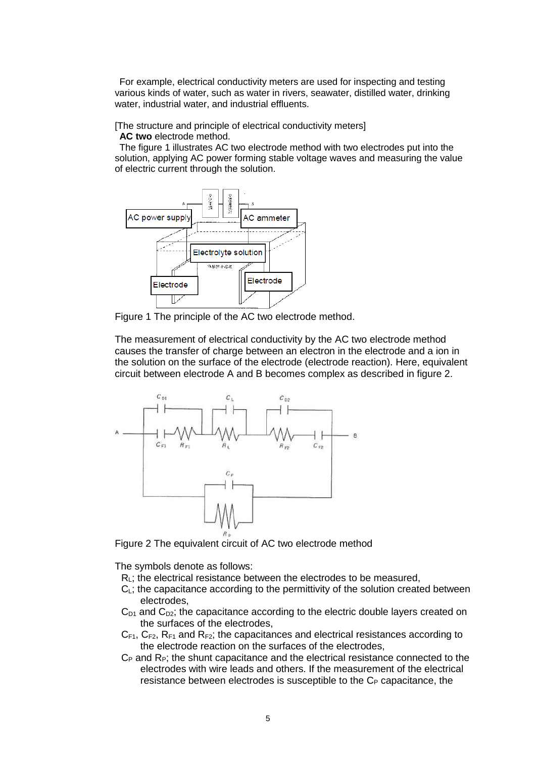For example, electrical conductivity meters are used for inspecting and testing various kinds of water, such as water in rivers, seawater, distilled water, drinking water, industrial water, and industrial effluents.

[The structure and principle of electrical conductivity meters]

**AC two** electrode method.

The figure 1 illustrates AC two electrode method with two electrodes put into the solution, applying AC power forming stable voltage waves and measuring the value of electric current through the solution.

Figure 1 The principle of the AC two electrode method.

The measurement of electrical conductivity by the AC two electrode method causes the transfer of charge between an electron in the electrode and a ion in the solution on the surface of the electrode (electrode reaction). Here, equivalent circuit between electrode A and B becomes complex as described in figure 2.

Figure 2 The equivalent circuit of AC two electrode method

The symbols denote as follows:

- $R_L$; the electrical resistance between the electrodes to be measured,
- $C_L$; the capacitance according to the permittivity of the solution created between electrodes,
- $C_{D1}$ and $C_{D2}$; the capacitance according to the electric double layers created on the surfaces of the electrodes,
- $C_{F1}$, $C_{F2}$, $R_{F1}$ and $R_{F2}$; the capacitances and electrical resistances according to the electrode reaction on the surfaces of the electrodes,
- $C_P$ and $R_P$; the shunt capacitance and the electrical resistance connected to the electrodes with wire leads and others. If the measurement of the electrical resistance between electrodes is susceptible to the $C_P$ capacitance, the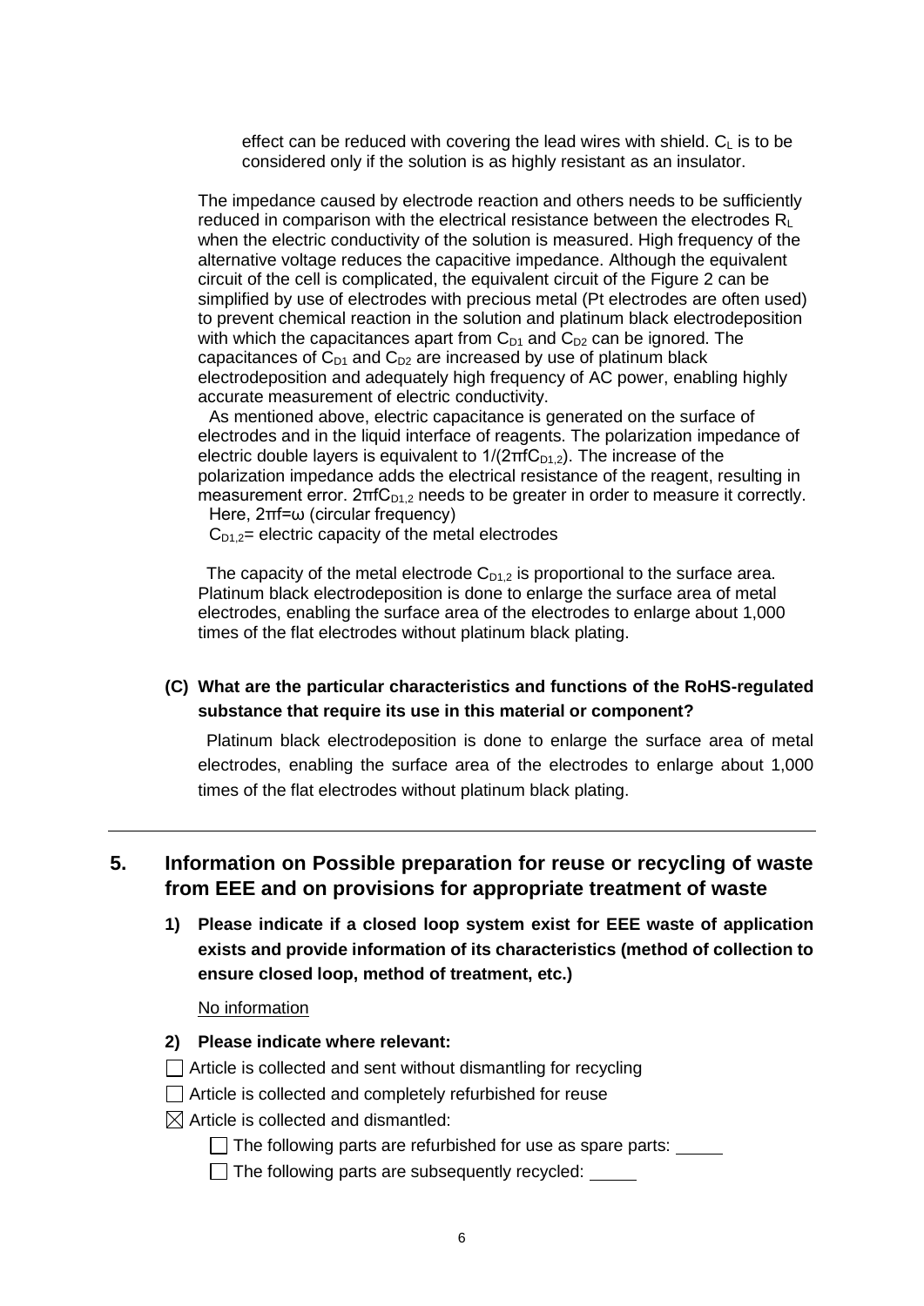effect can be reduced with covering the lead wires with shield. $C_L$ is to be considered only if the solution is as highly resistant as an insulator.

The impedance caused by electrode reaction and others needs to be sufficiently reduced in comparison with the electrical resistance between the electrodes $R_L$ when the electric conductivity of the solution is measured. High frequency of the alternative voltage reduces the capacitive impedance. Although the equivalent circuit of the cell is complicated, the equivalent circuit of the Figure 2 can be simplified by use of electrodes with precious metal (Pt electrodes are often used) to prevent chemical reaction in the solution and platinum black electrodeposition with which the capacitances apart from $C_{D1}$ and $C_{D2}$ can be ignored. The capacitances of $C_{D1}$ and $C_{D2}$ are increased by use of platinum black electrodeposition and adequately high frequency of AC power, enabling highly accurate measurement of electric conductivity.

As mentioned above, electric capacitance is generated on the surface of electrodes and in the liquid interface of reagents. The polarization impedance of electric double layers is equivalent to $1/(2\pi f C_{D1,2})$. The increase of the polarization impedance adds the electrical resistance of the reagent, resulting in measurement error. $2\pi f C_{D1,2}$ needs to be greater in order to measure it correctly.

Here, $2\pi f=\omega$ (circular frequency)

$C_{D1,2}$= electric capacity of the metal electrodes

The capacity of the metal electrode $C_{D1,2}$ is proportional to the surface area. Platinum black electrodeposition is done to enlarge the surface area of metal electrodes, enabling the surface area of the electrodes to enlarge about 1,000 times of the flat electrodes without platinum black plating.

**(C) What are the particular characteristics and functions of the RoHS-regulated substance that require its use in this material or component?**

Platinum black electrodeposition is done to enlarge the surface area of metal electrodes, enabling the surface area of the electrodes to enlarge about 1,000 times of the flat electrodes without platinum black plating.

---

## 5. Information on Possible preparation for reuse or recycling of waste from EEE and on provisions for appropriate treatment of waste

**1) Please indicate if a closed loop system exist for EEE waste of application exists and provide information of its characteristics (method of collection to ensure closed loop, method of treatment, etc.)**

No information

**2) Please indicate where relevant:**

☐ Article is collected and sent without dismantling for recycling

☐ Article is collected and completely refurbished for reuse

☒ Article is collected and dismantled:

  ☐ The following parts are refurbished for use as spare parts: \_\_\_\_\_

  ☐ The following parts are subsequently recycled: \_\_\_\_\_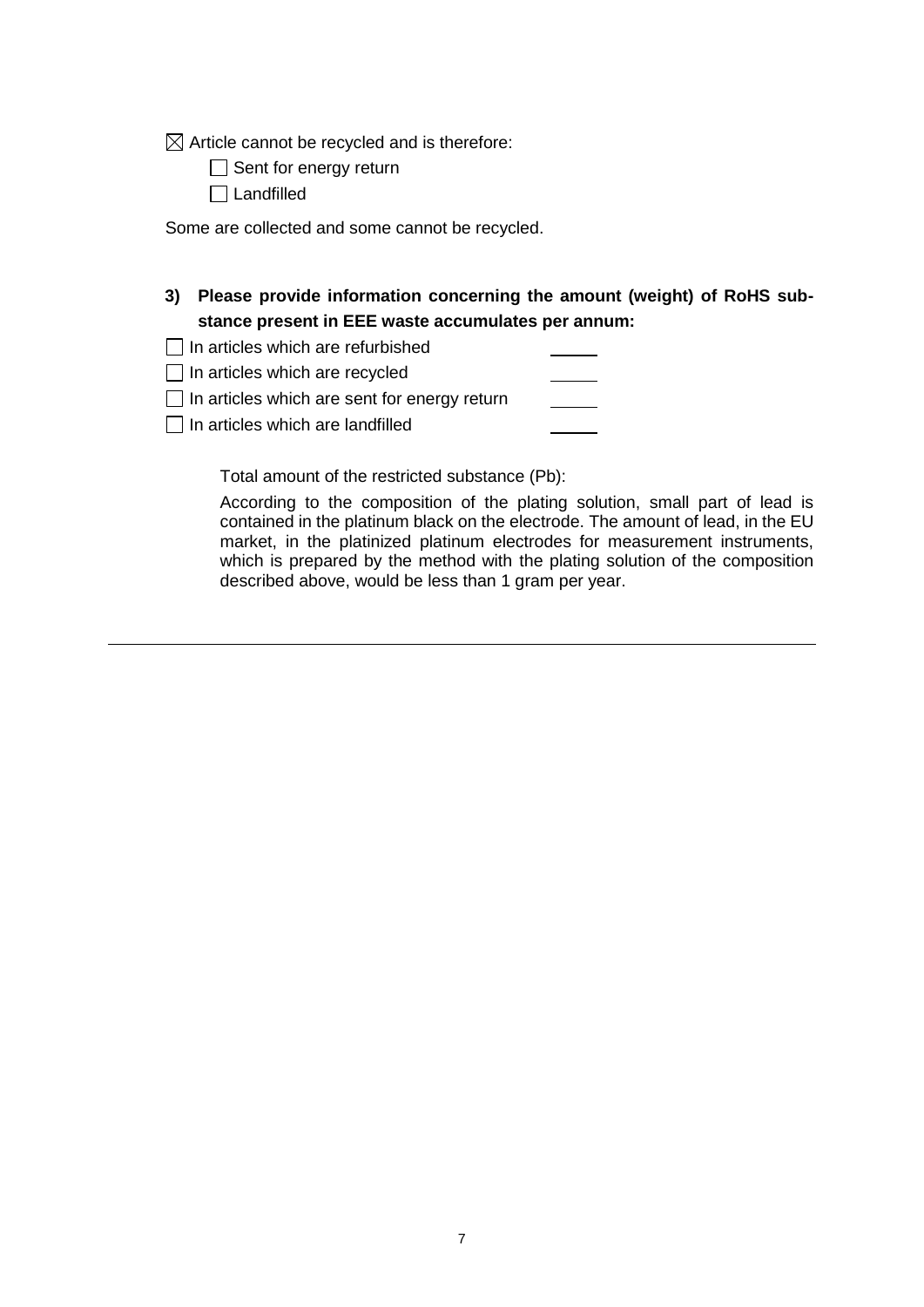☒ Article cannot be recycled and is therefore:

- ☐ Sent for energy return
- ☐ Landfilled

Some are collected and some cannot be recycled.

**3) Please provide information concerning the amount (weight) of RoHS substance present in EEE waste accumulates per annum:**

- ☐ In articles which are refurbished \_\_\_\_\_
- ☐ In articles which are recycled \_\_\_\_\_
- ☐ In articles which are sent for energy return \_\_\_\_\_
- ☐ In articles which are landfilled \_\_\_\_\_

Total amount of the restricted substance (Pb):

According to the composition of the plating solution, small part of lead is contained in the platinum black on the electrode. The amount of lead, in the EU market, in the platinized platinum electrodes for measurement instruments, which is prepared by the method with the plating solution of the composition described above, would be less than 1 gram per year.

---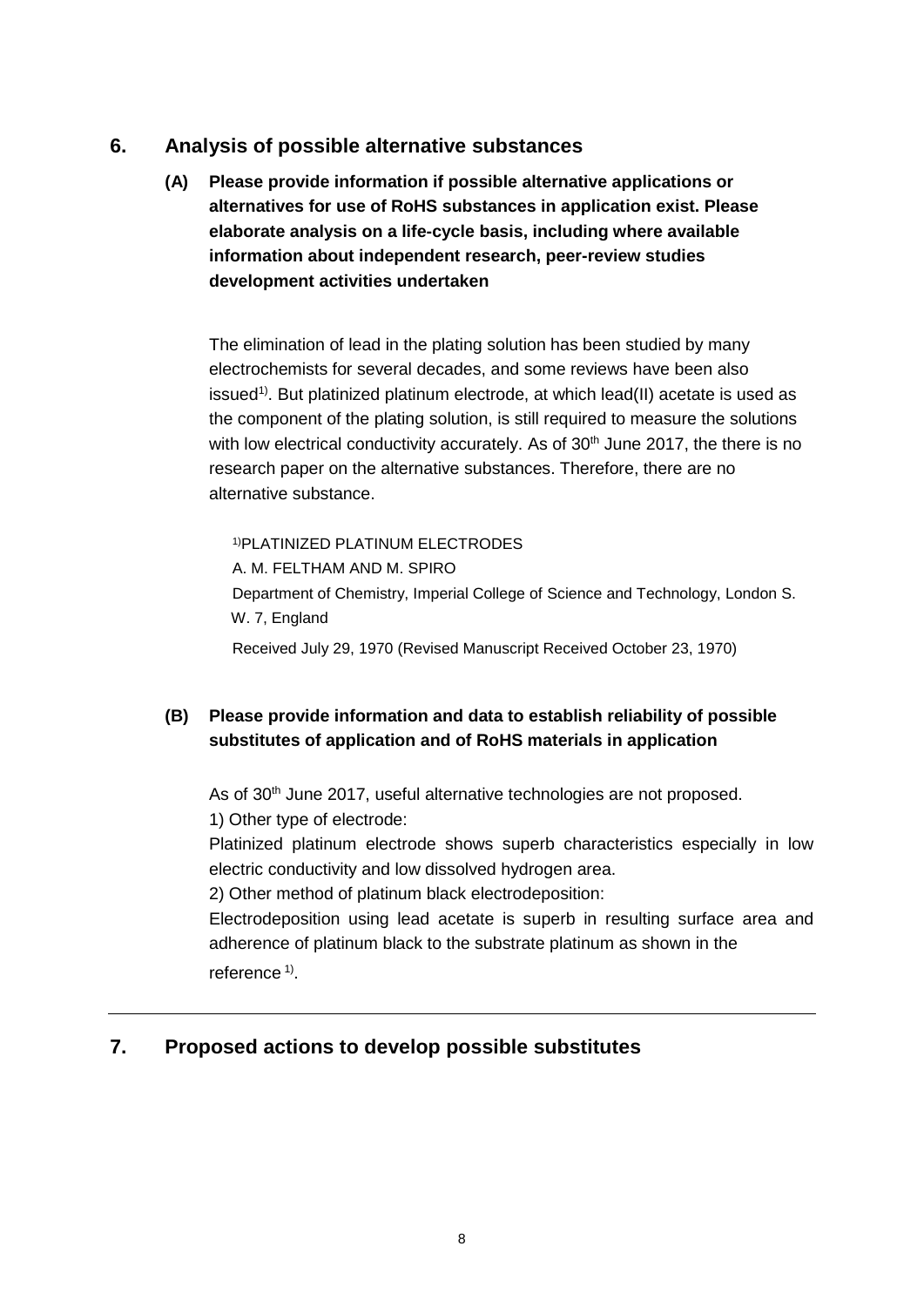## 6. Analysis of possible alternative substances

**(A) Please provide information if possible alternative applications or alternatives for use of RoHS substances in application exist. Please elaborate analysis on a life-cycle basis, including where available information about independent research, peer-review studies development activities undertaken**

The elimination of lead in the plating solution has been studied by many electrochemists for several decades, and some reviews have been also issued[1)]. But platinized platinum electrode, at which lead(II) acetate is used as the component of the plating solution, is still required to measure the solutions with low electrical conductivity accurately. As of 30th June 2017, the there is no research paper on the alternative substances. Therefore, there are no alternative substance.

[1)]PLATINIZED PLATINUM ELECTRODES
A. M. FELTHAM AND M. SPIRO
Department of Chemistry, Imperial College of Science and Technology, London S. W. 7, England
Received July 29, 1970 (Revised Manuscript Received October 23, 1970)

**(B) Please provide information and data to establish reliability of possible substitutes of application and of RoHS materials in application**

As of 30th June 2017, useful alternative technologies are not proposed.

1) Other type of electrode:

Platinized platinum electrode shows superb characteristics especially in low electric conductivity and low dissolved hydrogen area.

2) Other method of platinum black electrodeposition:

Electrodeposition using lead acetate is superb in resulting surface area and adherence of platinum black to the substrate platinum as shown in the reference [1)].

---

## 7. Proposed actions to develop possible substitutes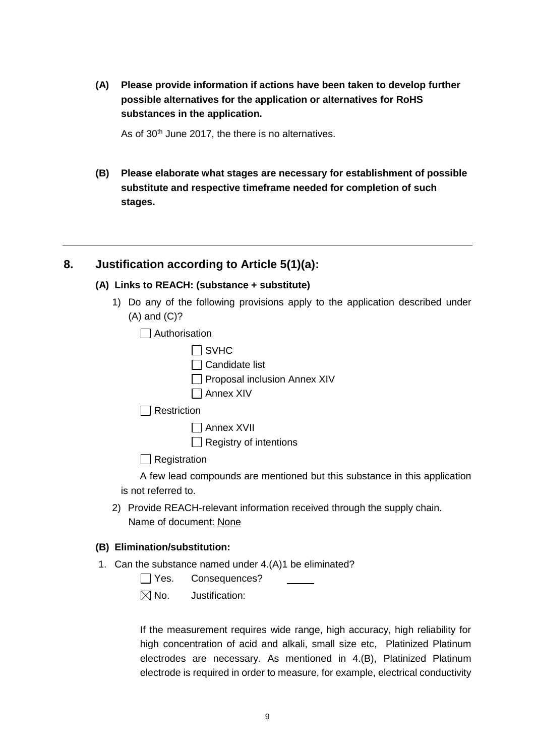**(A) Please provide information if actions have been taken to develop further possible alternatives for the application or alternatives for RoHS substances in the application.**

As of 30th June 2017, the there is no alternatives.

**(B) Please elaborate what stages are necessary for establishment of possible substitute and respective timeframe needed for completion of such stages.**

---

## 8. Justification according to Article 5(1)(a):

### (A) Links to REACH: (substance + substitute)

1) Do any of the following provisions apply to the application described under (A) and (C)?

☐ Authorisation

☐ SVHC

☐ Candidate list

☐ Proposal inclusion Annex XIV

☐ Annex XIV

☐ Restriction

☐ Annex XVII

☐ Registry of intentions

☐ Registration

A few lead compounds are mentioned but this substance in this application is not referred to.

2) Provide REACH-relevant information received through the supply chain.
Name of document: None

### (B) Elimination/substitution:

1. Can the substance named under 4.(A)1 be eliminated?

☐ Yes. Consequences? ____

☒ No. Justification:

If the measurement requires wide range, high accuracy, high reliability for high concentration of acid and alkali, small size etc, Platinized Platinum electrodes are necessary. As mentioned in 4.(B), Platinized Platinum electrode is required in order to measure, for example, electrical conductivity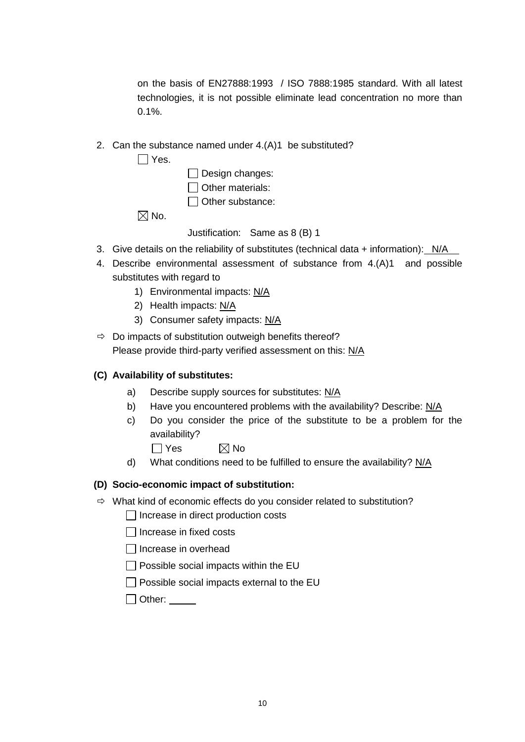on the basis of EN27888:1993 / ISO 7888:1985 standard. With all latest technologies, it is not possible eliminate lead concentration no more than 0.1%.

2. Can the substance named under 4.(A)1 be substituted?

   ☐ Yes.

   - ☐ Design changes:
   - ☐ Other materials:
   - ☐ Other substance:

   ☒ No.

   Justification: Same as 8 (B) 1

3. Give details on the reliability of substitutes (technical data + information): N/A
4. Describe environmental assessment of substance from 4.(A)1 and possible substitutes with regard to
   1) Environmental impacts: N/A
   2) Health impacts: N/A
   3) Consumer safety impacts: N/A

⇨ Do impacts of substitution outweigh benefits thereof?
Please provide third-party verified assessment on this: N/A

**(C) Availability of substitutes:**

a) Describe supply sources for substitutes: N/A

b) Have you encountered problems with the availability? Describe: N/A

c) Do you consider the price of the substitute to be a problem for the availability?

   ☐ Yes ☒ No

d) What conditions need to be fulfilled to ensure the availability? N/A

**(D) Socio-economic impact of substitution:**

⇨ What kind of economic effects do you consider related to substitution?

- ☐ Increase in direct production costs
- ☐ Increase in fixed costs
- ☐ Increase in overhead
- ☐ Possible social impacts within the EU
- ☐ Possible social impacts external to the EU
- ☐ Other: _____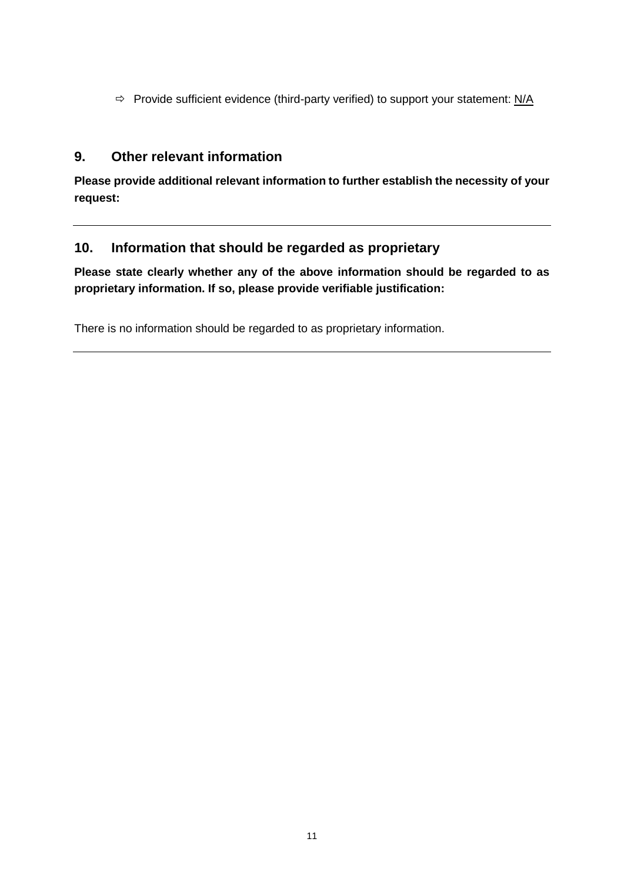⇨ Provide sufficient evidence (third-party verified) to support your statement: N/A

## 9. Other relevant information

**Please provide additional relevant information to further establish the necessity of your request:**

---

## 10. Information that should be regarded as proprietary

**Please state clearly whether any of the above information should be regarded to as proprietary information. If so, please provide verifiable justification:**

There is no information should be regarded to as proprietary information.

---